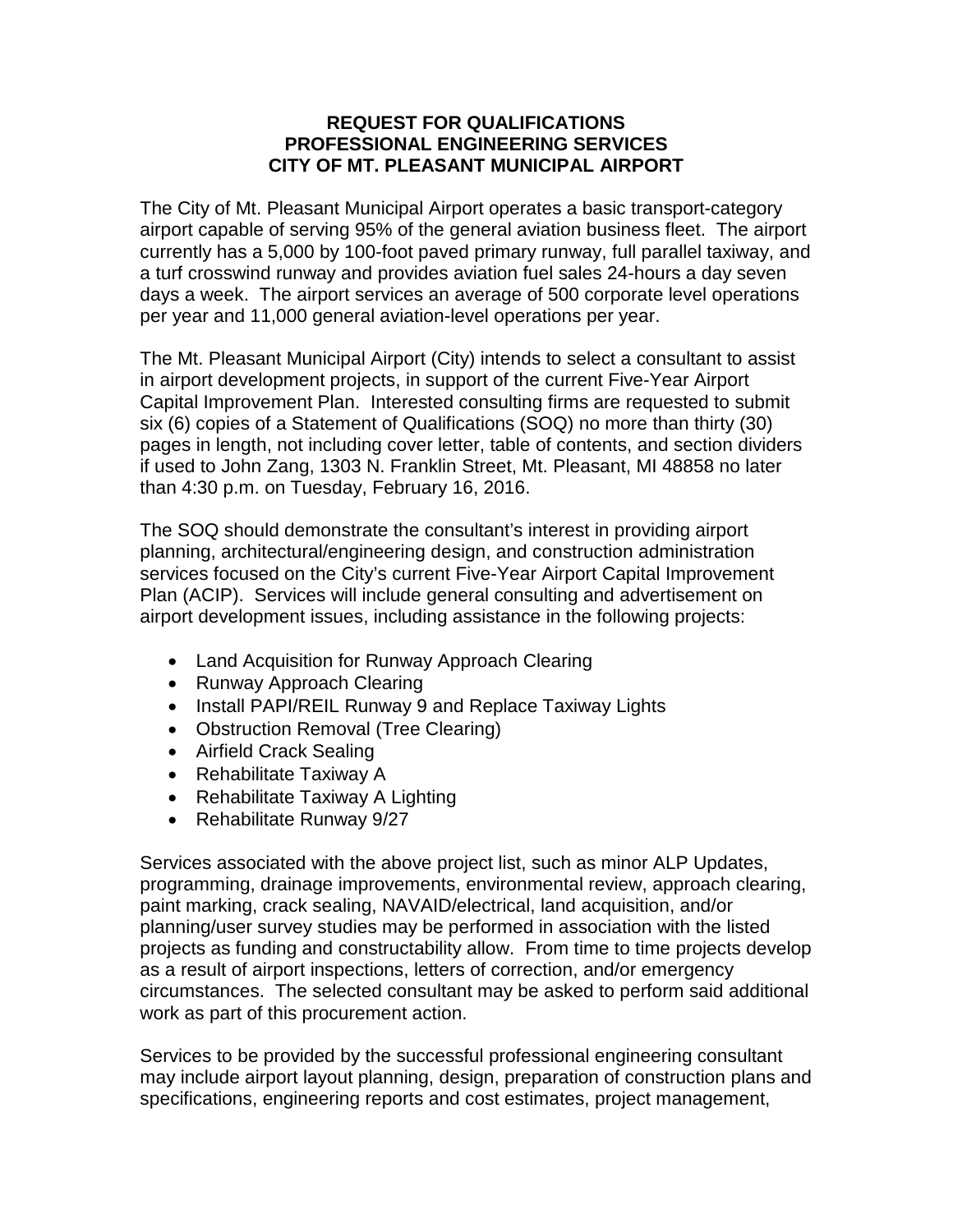# REQUEST FOR QUALIFICATIONS
# PROFESSIONAL ENGINEERING SERVICES
# CITY OF MT. PLEASANT MUNICIPAL AIRPORT

The City of Mt. Pleasant Municipal Airport operates a basic transport-category airport capable of serving 95% of the general aviation business fleet. The airport currently has a 5,000 by 100-foot paved primary runway, full parallel taxiway, and a turf crosswind runway and provides aviation fuel sales 24-hours a day seven days a week. The airport services an average of 500 corporate level operations per year and 11,000 general aviation-level operations per year.

The Mt. Pleasant Municipal Airport (City) intends to select a consultant to assist in airport development projects, in support of the current Five-Year Airport Capital Improvement Plan. Interested consulting firms are requested to submit six (6) copies of a Statement of Qualifications (SOQ) no more than thirty (30) pages in length, not including cover letter, table of contents, and section dividers if used to John Zang, 1303 N. Franklin Street, Mt. Pleasant, MI 48858 no later than 4:30 p.m. on Tuesday, February 16, 2016.

The SOQ should demonstrate the consultant's interest in providing airport planning, architectural/engineering design, and construction administration services focused on the City's current Five-Year Airport Capital Improvement Plan (ACIP). Services will include general consulting and advertisement on airport development issues, including assistance in the following projects:

- Land Acquisition for Runway Approach Clearing
- Runway Approach Clearing
- Install PAPI/REIL Runway 9 and Replace Taxiway Lights
- Obstruction Removal (Tree Clearing)
- Airfield Crack Sealing
- Rehabilitate Taxiway A
- Rehabilitate Taxiway A Lighting
- Rehabilitate Runway 9/27

Services associated with the above project list, such as minor ALP Updates, programming, drainage improvements, environmental review, approach clearing, paint marking, crack sealing, NAVAID/electrical, land acquisition, and/or planning/user survey studies may be performed in association with the listed projects as funding and constructability allow. From time to time projects develop as a result of airport inspections, letters of correction, and/or emergency circumstances. The selected consultant may be asked to perform said additional work as part of this procurement action.

Services to be provided by the successful professional engineering consultant may include airport layout planning, design, preparation of construction plans and specifications, engineering reports and cost estimates, project management,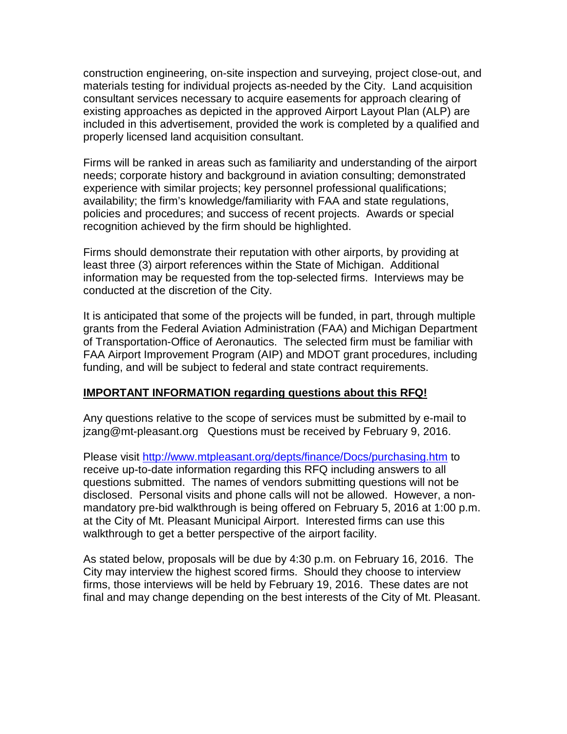construction engineering, on-site inspection and surveying, project close-out, and materials testing for individual projects as-needed by the City. Land acquisition consultant services necessary to acquire easements for approach clearing of existing approaches as depicted in the approved Airport Layout Plan (ALP) are included in this advertisement, provided the work is completed by a qualified and properly licensed land acquisition consultant.

Firms will be ranked in areas such as familiarity and understanding of the airport needs; corporate history and background in aviation consulting; demonstrated experience with similar projects; key personnel professional qualifications; availability; the firm's knowledge/familiarity with FAA and state regulations, policies and procedures; and success of recent projects. Awards or special recognition achieved by the firm should be highlighted.

Firms should demonstrate their reputation with other airports, by providing at least three (3) airport references within the State of Michigan. Additional information may be requested from the top-selected firms. Interviews may be conducted at the discretion of the City.

It is anticipated that some of the projects will be funded, in part, through multiple grants from the Federal Aviation Administration (FAA) and Michigan Department of Transportation-Office of Aeronautics. The selected firm must be familiar with FAA Airport Improvement Program (AIP) and MDOT grant procedures, including funding, and will be subject to federal and state contract requirements.

**IMPORTANT INFORMATION regarding questions about this RFQ!**

Any questions relative to the scope of services must be submitted by e-mail to jzang@mt-pleasant.org Questions must be received by February 9, 2016.

Please visit http://www.mtpleasant.org/depts/finance/Docs/purchasing.htm to receive up-to-date information regarding this RFQ including answers to all questions submitted. The names of vendors submitting questions will not be disclosed. Personal visits and phone calls will not be allowed. However, a non-mandatory pre-bid walkthrough is being offered on February 5, 2016 at 1:00 p.m. at the City of Mt. Pleasant Municipal Airport. Interested firms can use this walkthrough to get a better perspective of the airport facility.

As stated below, proposals will be due by 4:30 p.m. on February 16, 2016. The City may interview the highest scored firms. Should they choose to interview firms, those interviews will be held by February 19, 2016. These dates are not final and may change depending on the best interests of the City of Mt. Pleasant.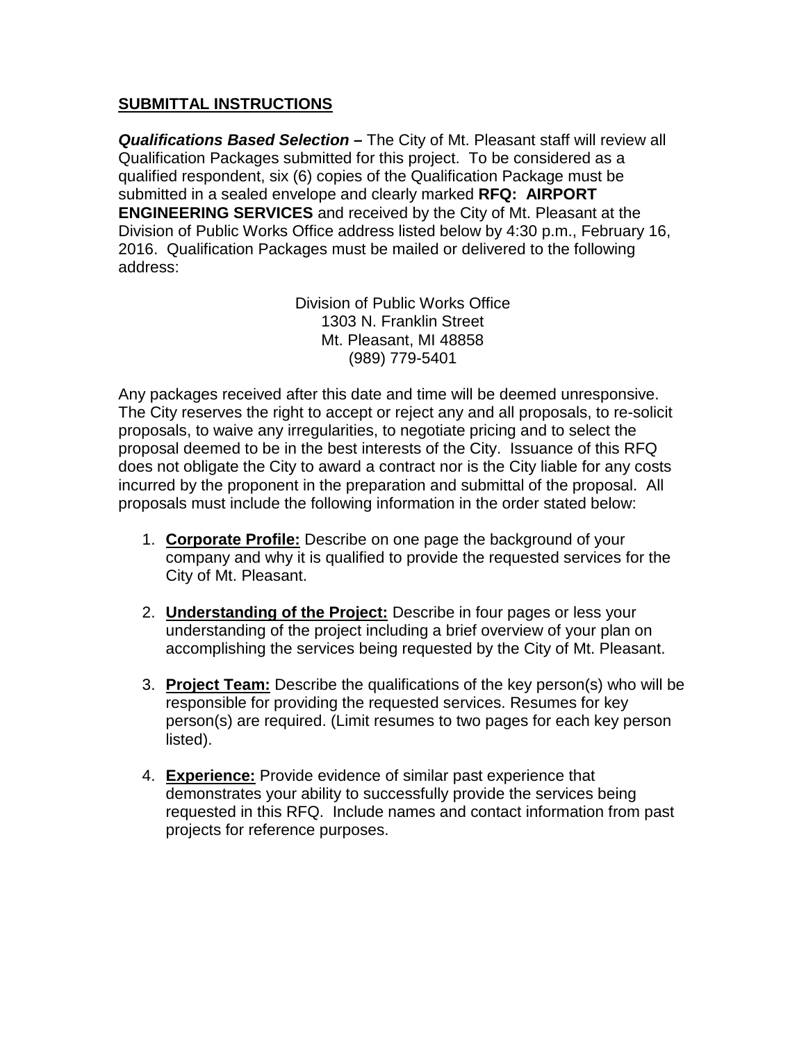## **SUBMITTAL INSTRUCTIONS**

***Qualifications Based Selection –*** The City of Mt. Pleasant staff will review all Qualification Packages submitted for this project. To be considered as a qualified respondent, six (6) copies of the Qualification Package must be submitted in a sealed envelope and clearly marked **RFQ: AIRPORT ENGINEERING SERVICES** and received by the City of Mt. Pleasant at the Division of Public Works Office address listed below by 4:30 p.m., February 16, 2016. Qualification Packages must be mailed or delivered to the following address:

Division of Public Works Office
1303 N. Franklin Street
Mt. Pleasant, MI 48858
(989) 779-5401

Any packages received after this date and time will be deemed unresponsive. The City reserves the right to accept or reject any and all proposals, to re-solicit proposals, to waive any irregularities, to negotiate pricing and to select the proposal deemed to be in the best interests of the City. Issuance of this RFQ does not obligate the City to award a contract nor is the City liable for any costs incurred by the proponent in the preparation and submittal of the proposal. All proposals must include the following information in the order stated below:

1. **Corporate Profile:** Describe on one page the background of your company and why it is qualified to provide the requested services for the City of Mt. Pleasant.

2. **Understanding of the Project:** Describe in four pages or less your understanding of the project including a brief overview of your plan on accomplishing the services being requested by the City of Mt. Pleasant.

3. **Project Team:** Describe the qualifications of the key person(s) who will be responsible for providing the requested services. Resumes for key person(s) are required. (Limit resumes to two pages for each key person listed).

4. **Experience:** Provide evidence of similar past experience that demonstrates your ability to successfully provide the services being requested in this RFQ. Include names and contact information from past projects for reference purposes.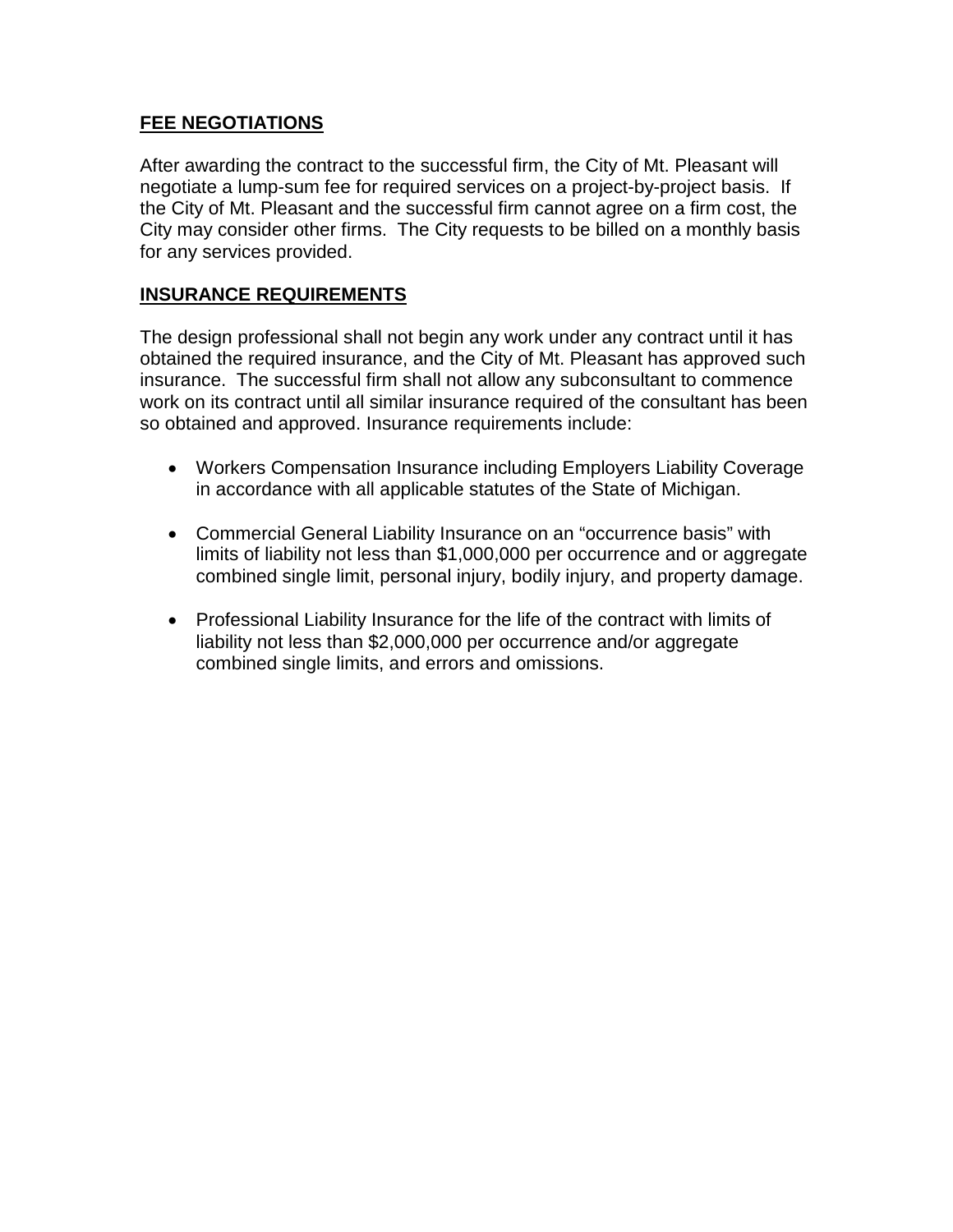## FEE NEGOTIATIONS

After awarding the contract to the successful firm, the City of Mt. Pleasant will negotiate a lump-sum fee for required services on a project-by-project basis. If the City of Mt. Pleasant and the successful firm cannot agree on a firm cost, the City may consider other firms. The City requests to be billed on a monthly basis for any services provided.

## INSURANCE REQUIREMENTS

The design professional shall not begin any work under any contract until it has obtained the required insurance, and the City of Mt. Pleasant has approved such insurance. The successful firm shall not allow any subconsultant to commence work on its contract until all similar insurance required of the consultant has been so obtained and approved. Insurance requirements include:

- Workers Compensation Insurance including Employers Liability Coverage in accordance with all applicable statutes of the State of Michigan.
- Commercial General Liability Insurance on an "occurrence basis" with limits of liability not less than $1,000,000 per occurrence and or aggregate combined single limit, personal injury, bodily injury, and property damage.
- Professional Liability Insurance for the life of the contract with limits of liability not less than $2,000,000 per occurrence and/or aggregate combined single limits, and errors and omissions.